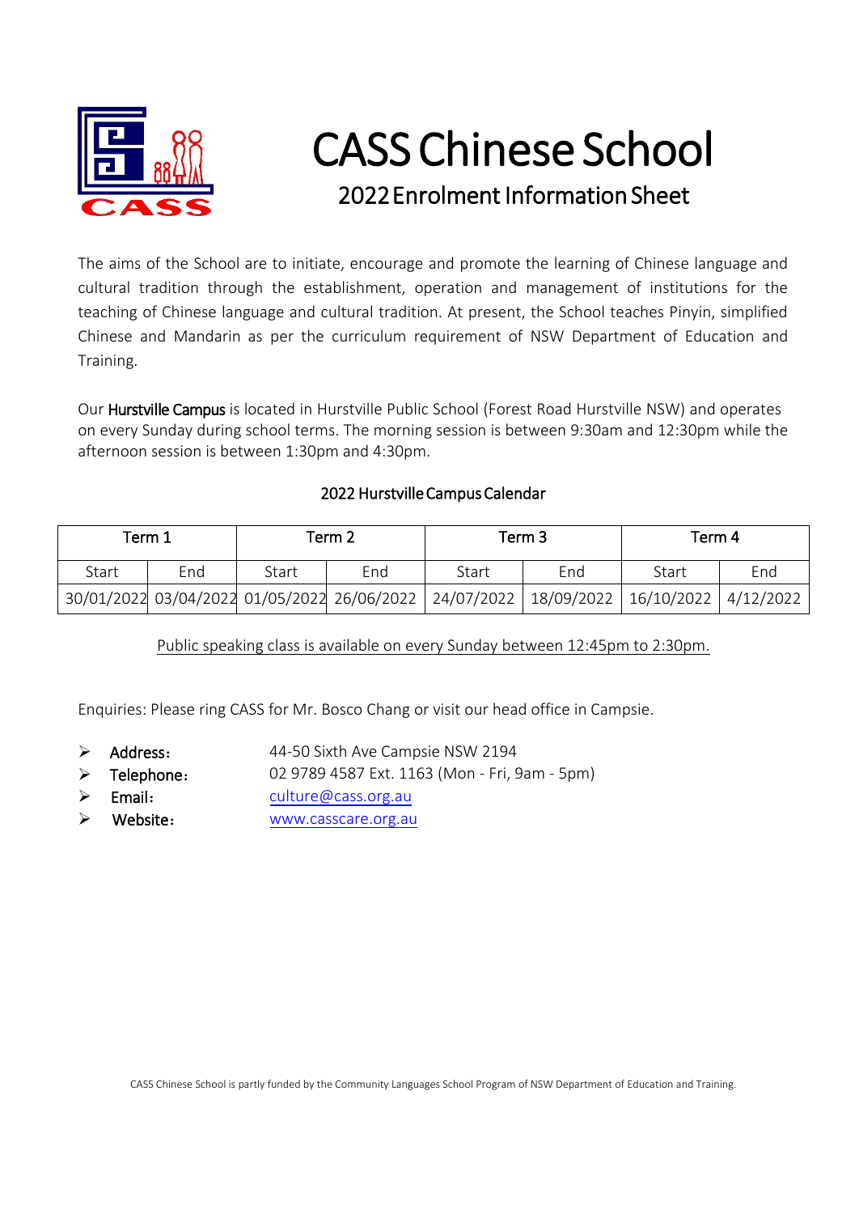# CASS Chinese School

## 2022 Enrolment Information Sheet

The aims of the School are to initiate, encourage and promote the learning of Chinese language and cultural tradition through the establishment, operation and management of institutions for the teaching of Chinese language and cultural tradition. At present, the School teaches Pinyin, simplified Chinese and Mandarin as per the curriculum requirement of NSW Department of Education and Training.

Our **Hurstville Campus** is located in Hurstville Public School (Forest Road Hurstville NSW) and operates on every Sunday during school terms. The morning session is between 9:30am and 12:30pm while the afternoon session is between 1:30pm and 4:30pm.

### 2022 Hurstville Campus Calendar

| Term 1 | | Term 2 | | Term 3 | | Term 4 | |
|---|---|---|---|---|---|---|---|
| Start | End | Start | End | Start | End | Start | End |
| 30/01/2022 | 03/04/2022 | 01/05/2022 | 26/06/2022 | 24/07/2022 | 18/09/2022 | 16/10/2022 | 4/12/2022 |

Public speaking class is available on every Sunday between 12:45pm to 2:30pm.

Enquiries: Please ring CASS for Mr. Bosco Chang or visit our head office in Campsie.

- **Address：** 44-50 Sixth Ave Campsie NSW 2194
- **Telephone：** 02 9789 4587 Ext. 1163 (Mon - Fri, 9am - 5pm)
- **Email：** culture@cass.org.au
- **Website：** www.casscare.org.au

CASS Chinese School is partly funded by the Community Languages School Program of NSW Department of Education and Training.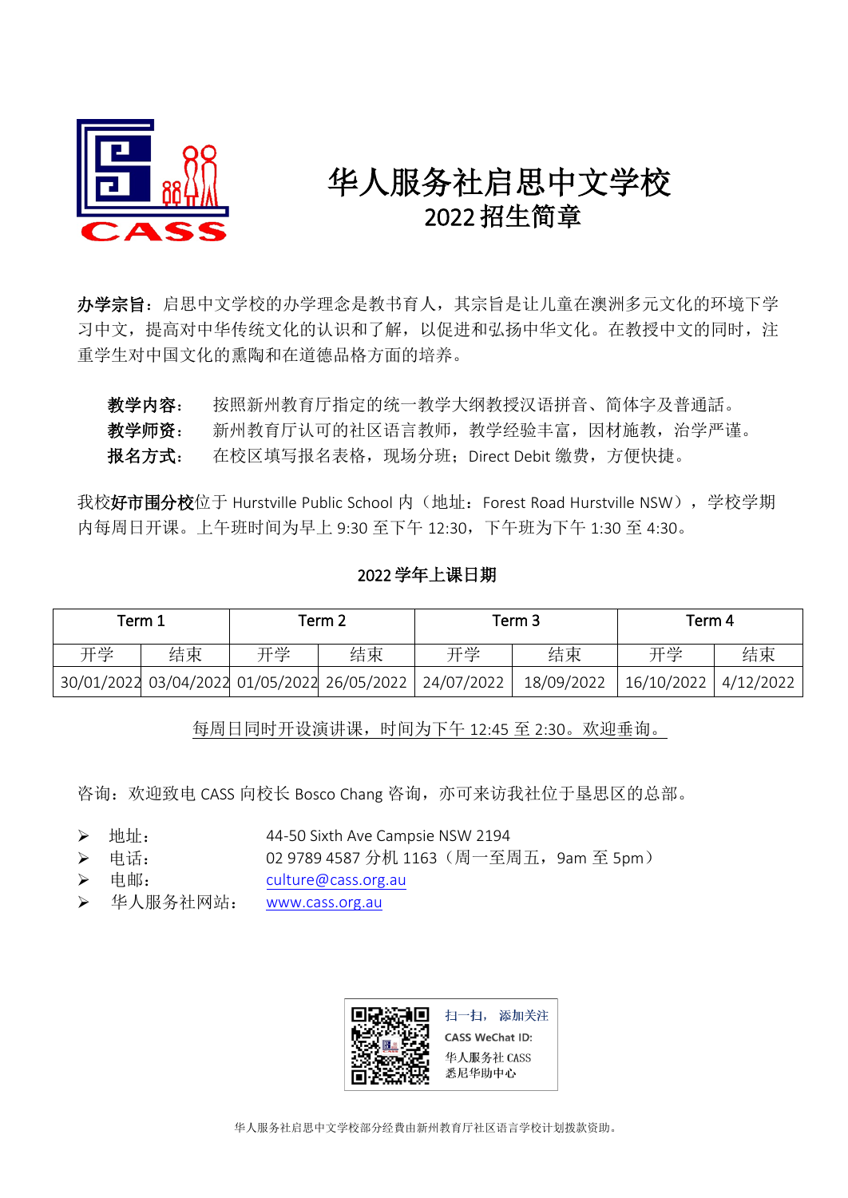# 华人服务社启思中文学校
## 2022 招生简章

**办学宗旨**：启思中文学校的办学理念是教书育人，其宗旨是让儿童在澳洲多元文化的环境下学习中文，提高对中华传统文化的认识和了解，以促进和弘扬中华文化。在教授中文的同时，注重学生对中国文化的熏陶和在道德品格方面的培养。

**教学内容**： 按照新州教育厅指定的统一教学大纲教授汉语拼音、简体字及普通話。
**教学师资**： 新州教育厅认可的社区语言教师，教学经验丰富，因材施教，治学严谨。
**报名方式**： 在校区填写报名表格，现场分班；Direct Debit 缴费，方便快捷。

我校**好市围分校**位于 Hurstville Public School 内（地址：Forest Road Hurstville NSW），学校学期内每周日开课。上午班时间为早上 9:30 至下午 12:30，下午班为下午 1:30 至 4:30。

**2022 学年上课日期**

| Term 1 | | Term 2 | | Term 3 | | Term 4 | |
|---|---|---|---|---|---|---|---|
| 开学 | 结束 | 开学 | 结束 | 开学 | 结束 | 开学 | 结束 |
| 30/01/2022 | 03/04/2022 | 01/05/2022 | 26/05/2022 | 24/07/2022 | 18/09/2022 | 16/10/2022 | 4/12/2022 |

每周日同时开设演讲课，时间为下午 12:45 至 2:30。欢迎垂询。

咨询：欢迎致电 CASS 向校长 Bosco Chang 咨询，亦可来访我社位于堪思区的总部。

- 地址： 44-50 Sixth Ave Campsie NSW 2194
- 电话： 02 9789 4587 分机 1163（周一至周五，9am 至 5pm）
- 电邮： culture@cass.org.au
- 华人服务社网站： www.cass.org.au

扫一扫， 添加关注
CASS WeChat ID:
华人服务社 CASS
悉尼华助中心

华人服务社启思中文学校部分经费由新州教育厅社区语言学校计划拨款资助。